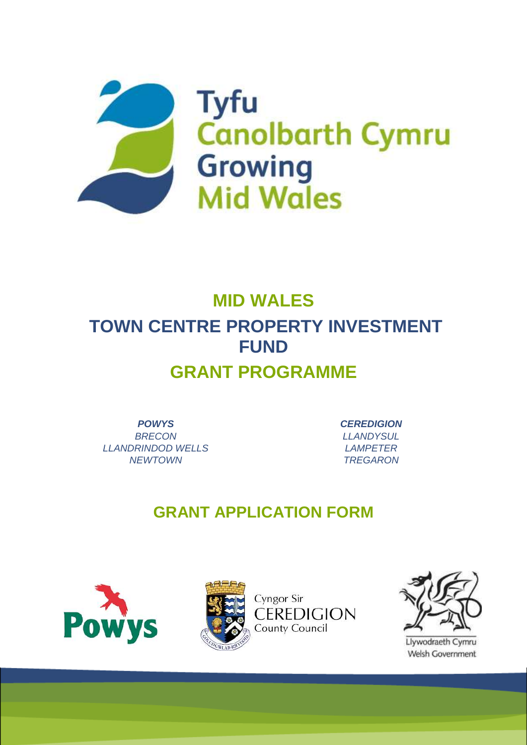Tyfu Canolbarth Cymru
Growing Mid Wales

# MID WALES

# TOWN CENTRE PROPERTY INVESTMENT FUND

# GRANT PROGRAMME

***POWYS***
*BRECON*
*LLANDRINDOD WELLS*
*NEWTOWN*

***CEREDIGION***
*LLANDYSUL*
*LAMPETER*
*TREGARON*

## GRANT APPLICATION FORM

Powys

Cyngor Sir CEREDIGION County Council

Llywodraeth Cymru
Welsh Government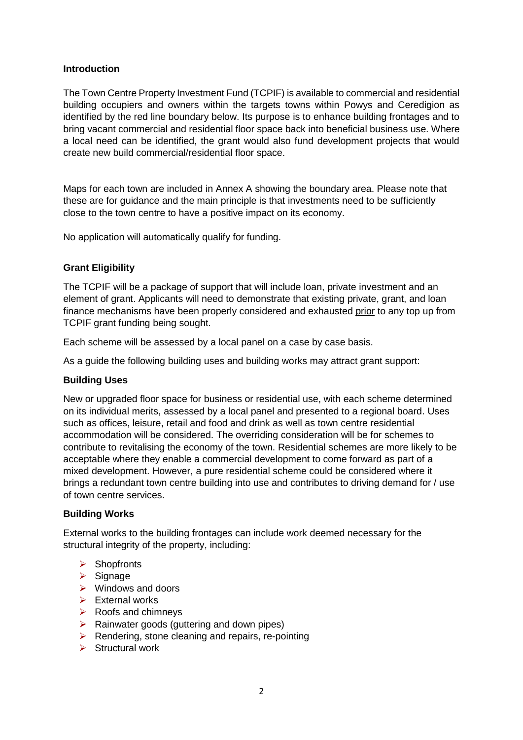## Introduction

The Town Centre Property Investment Fund (TCPIF) is available to commercial and residential building occupiers and owners within the targets towns within Powys and Ceredigion as identified by the red line boundary below. Its purpose is to enhance building frontages and to bring vacant commercial and residential floor space back into beneficial business use. Where a local need can be identified, the grant would also fund development projects that would create new build commercial/residential floor space.

Maps for each town are included in Annex A showing the boundary area. Please note that these are for guidance and the main principle is that investments need to be sufficiently close to the town centre to have a positive impact on its economy.

No application will automatically qualify for funding.

## Grant Eligibility

The TCPIF will be a package of support that will include loan, private investment and an element of grant. Applicants will need to demonstrate that existing private, grant, and loan finance mechanisms have been properly considered and exhausted prior to any top up from TCPIF grant funding being sought.

Each scheme will be assessed by a local panel on a case by case basis.

As a guide the following building uses and building works may attract grant support:

### Building Uses

New or upgraded floor space for business or residential use, with each scheme determined on its individual merits, assessed by a local panel and presented to a regional board. Uses such as offices, leisure, retail and food and drink as well as town centre residential accommodation will be considered. The overriding consideration will be for schemes to contribute to revitalising the economy of the town. Residential schemes are more likely to be acceptable where they enable a commercial development to come forward as part of a mixed development. However, a pure residential scheme could be considered where it brings a redundant town centre building into use and contributes to driving demand for / use of town centre services.

### Building Works

External works to the building frontages can include work deemed necessary for the structural integrity of the property, including:

- Shopfronts
- Signage
- Windows and doors
- External works
- Roofs and chimneys
- Rainwater goods (guttering and down pipes)
- Rendering, stone cleaning and repairs, re-pointing
- Structural work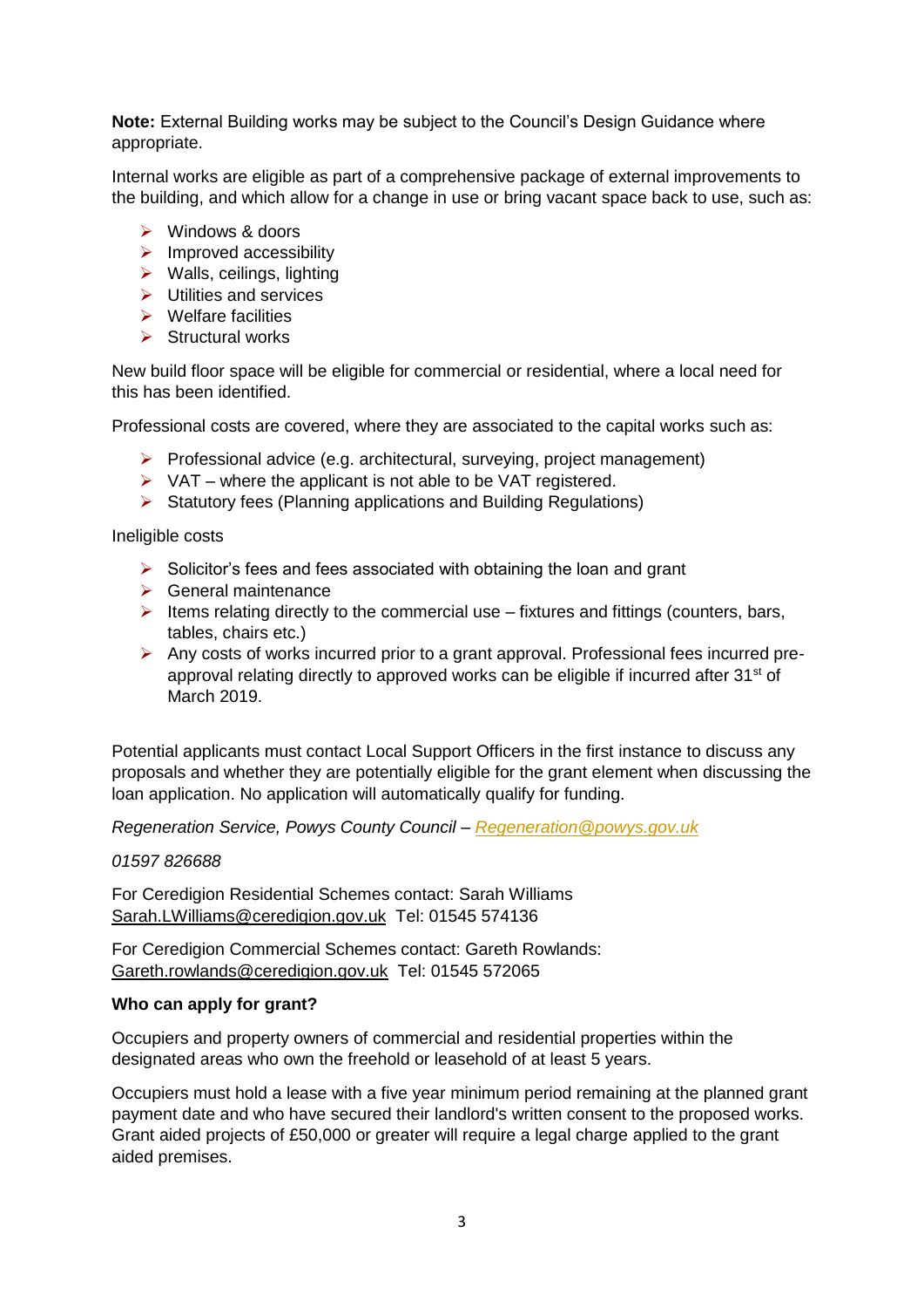**Note:** External Building works may be subject to the Council's Design Guidance where appropriate.

Internal works are eligible as part of a comprehensive package of external improvements to the building, and which allow for a change in use or bring vacant space back to use, such as:

- Windows & doors
- Improved accessibility
- Walls, ceilings, lighting
- Utilities and services
- Welfare facilities
- Structural works

New build floor space will be eligible for commercial or residential, where a local need for this has been identified.

Professional costs are covered, where they are associated to the capital works such as:

- Professional advice (e.g. architectural, surveying, project management)
- VAT – where the applicant is not able to be VAT registered.
- Statutory fees (Planning applications and Building Regulations)

Ineligible costs

- Solicitor's fees and fees associated with obtaining the loan and grant
- General maintenance
- Items relating directly to the commercial use – fixtures and fittings (counters, bars, tables, chairs etc.)
- Any costs of works incurred prior to a grant approval. Professional fees incurred pre-approval relating directly to approved works can be eligible if incurred after 31st of March 2019.

Potential applicants must contact Local Support Officers in the first instance to discuss any proposals and whether they are potentially eligible for the grant element when discussing the loan application. No application will automatically qualify for funding.

*Regeneration Service, Powys County Council – Regeneration@powys.gov.uk*

*01597 826688*

For Ceredigion Residential Schemes contact: Sarah Williams
Sarah.LWilliams@ceredigion.gov.uk Tel: 01545 574136

For Ceredigion Commercial Schemes contact: Gareth Rowlands:
Gareth.rowlands@ceredigion.gov.uk Tel: 01545 572065

**Who can apply for grant?**

Occupiers and property owners of commercial and residential properties within the designated areas who own the freehold or leasehold of at least 5 years.

Occupiers must hold a lease with a five year minimum period remaining at the planned grant payment date and who have secured their landlord's written consent to the proposed works. Grant aided projects of £50,000 or greater will require a legal charge applied to the grant aided premises.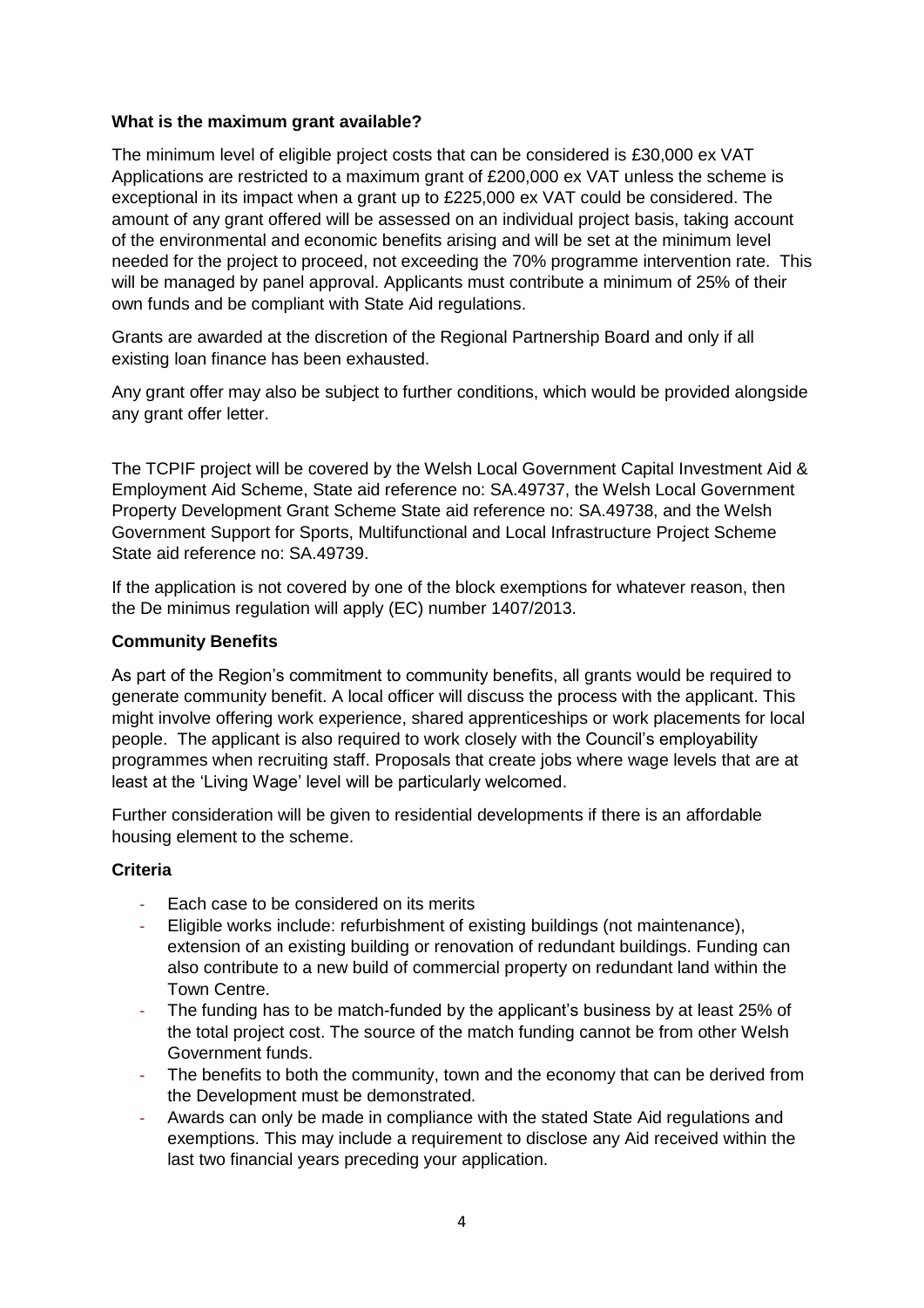**What is the maximum grant available?**

The minimum level of eligible project costs that can be considered is £30,000 ex VAT Applications are restricted to a maximum grant of £200,000 ex VAT unless the scheme is exceptional in its impact when a grant up to £225,000 ex VAT could be considered. The amount of any grant offered will be assessed on an individual project basis, taking account of the environmental and economic benefits arising and will be set at the minimum level needed for the project to proceed, not exceeding the 70% programme intervention rate. This will be managed by panel approval. Applicants must contribute a minimum of 25% of their own funds and be compliant with State Aid regulations.

Grants are awarded at the discretion of the Regional Partnership Board and only if all existing loan finance has been exhausted.

Any grant offer may also be subject to further conditions, which would be provided alongside any grant offer letter.

The TCPIF project will be covered by the Welsh Local Government Capital Investment Aid & Employment Aid Scheme, State aid reference no: SA.49737, the Welsh Local Government Property Development Grant Scheme State aid reference no: SA.49738, and the Welsh Government Support for Sports, Multifunctional and Local Infrastructure Project Scheme State aid reference no: SA.49739.

If the application is not covered by one of the block exemptions for whatever reason, then the De minimus regulation will apply (EC) number 1407/2013.

**Community Benefits**

As part of the Region's commitment to community benefits, all grants would be required to generate community benefit. A local officer will discuss the process with the applicant. This might involve offering work experience, shared apprenticeships or work placements for local people. The applicant is also required to work closely with the Council's employability programmes when recruiting staff. Proposals that create jobs where wage levels that are at least at the 'Living Wage' level will be particularly welcomed.

Further consideration will be given to residential developments if there is an affordable housing element to the scheme.

**Criteria**

- Each case to be considered on its merits
- Eligible works include: refurbishment of existing buildings (not maintenance), extension of an existing building or renovation of redundant buildings. Funding can also contribute to a new build of commercial property on redundant land within the Town Centre.
- The funding has to be match-funded by the applicant's business by at least 25% of the total project cost. The source of the match funding cannot be from other Welsh Government funds.
- The benefits to both the community, town and the economy that can be derived from the Development must be demonstrated.
- Awards can only be made in compliance with the stated State Aid regulations and exemptions. This may include a requirement to disclose any Aid received within the last two financial years preceding your application.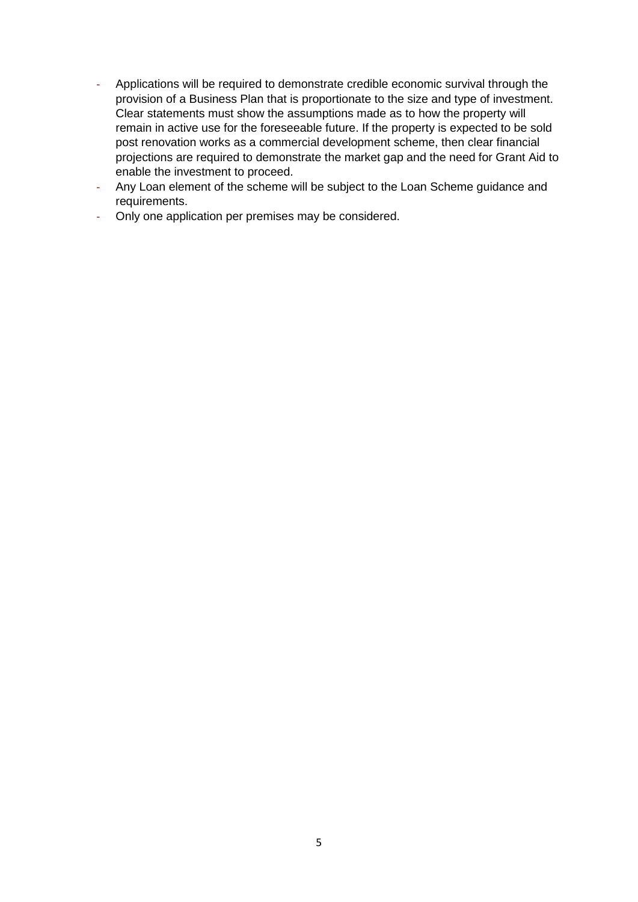- Applications will be required to demonstrate credible economic survival through the provision of a Business Plan that is proportionate to the size and type of investment. Clear statements must show the assumptions made as to how the property will remain in active use for the foreseeable future. If the property is expected to be sold post renovation works as a commercial development scheme, then clear financial projections are required to demonstrate the market gap and the need for Grant Aid to enable the investment to proceed.
- Any Loan element of the scheme will be subject to the Loan Scheme guidance and requirements.
- Only one application per premises may be considered.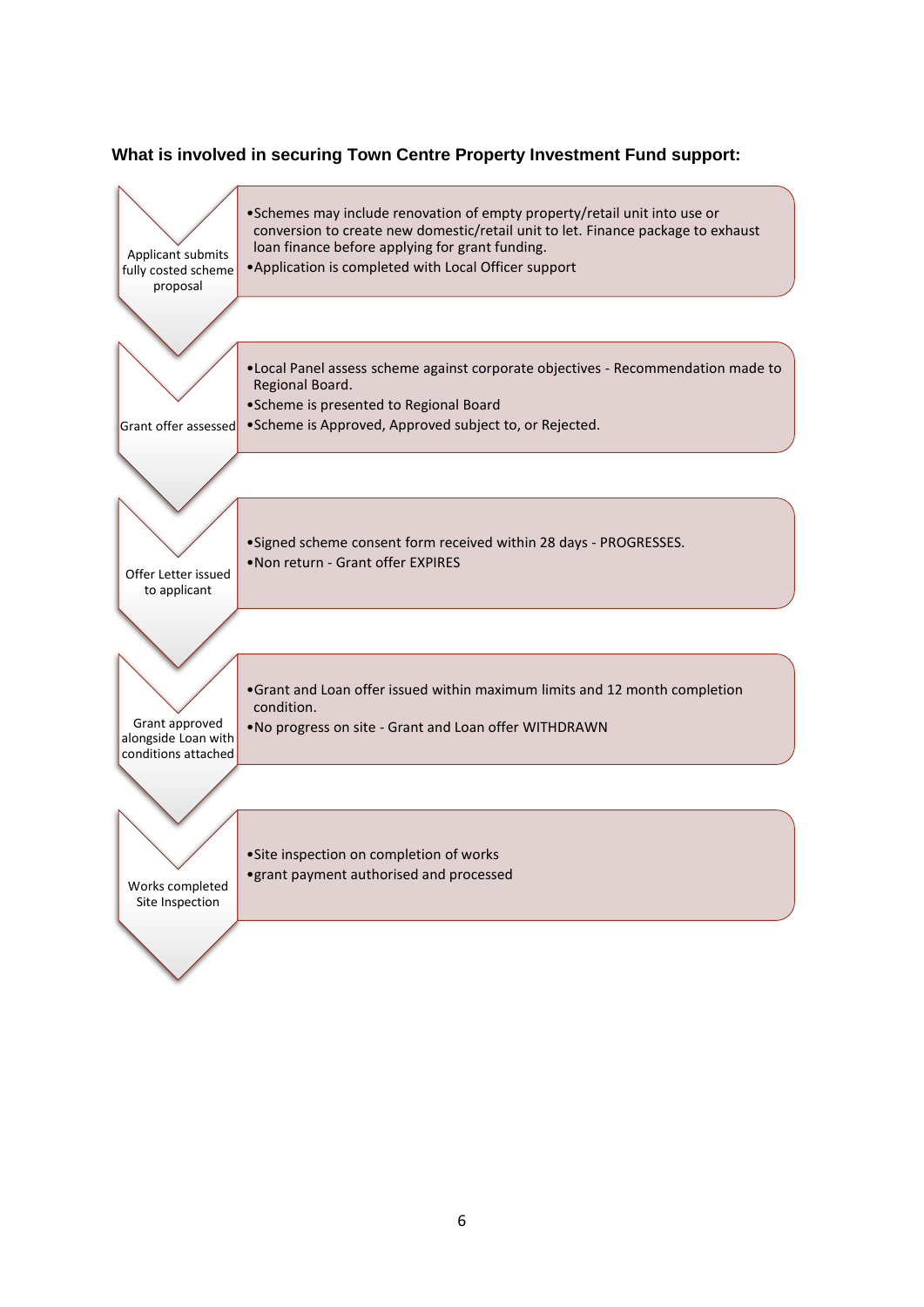### What is involved in securing Town Centre Property Investment Fund support:

**Applicant submits fully costed scheme proposal**

- Schemes may include renovation of empty property/retail unit into use or conversion to create new domestic/retail unit to let. Finance package to exhaust loan finance before applying for grant funding.
- Application is completed with Local Officer support

**Grant offer assessed**

- Local Panel assess scheme against corporate objectives - Recommendation made to Regional Board.
- Scheme is presented to Regional Board
- Scheme is Approved, Approved subject to, or Rejected.

**Offer Letter issued to applicant**

- Signed scheme consent form received within 28 days - PROGRESSES.
- Non return - Grant offer EXPIRES

**Grant approved alongside Loan with conditions attached**

- Grant and Loan offer issued within maximum limits and 12 month completion condition.
- No progress on site - Grant and Loan offer WITHDRAWN

**Works completed Site Inspection**

- Site inspection on completion of works
- grant payment authorised and processed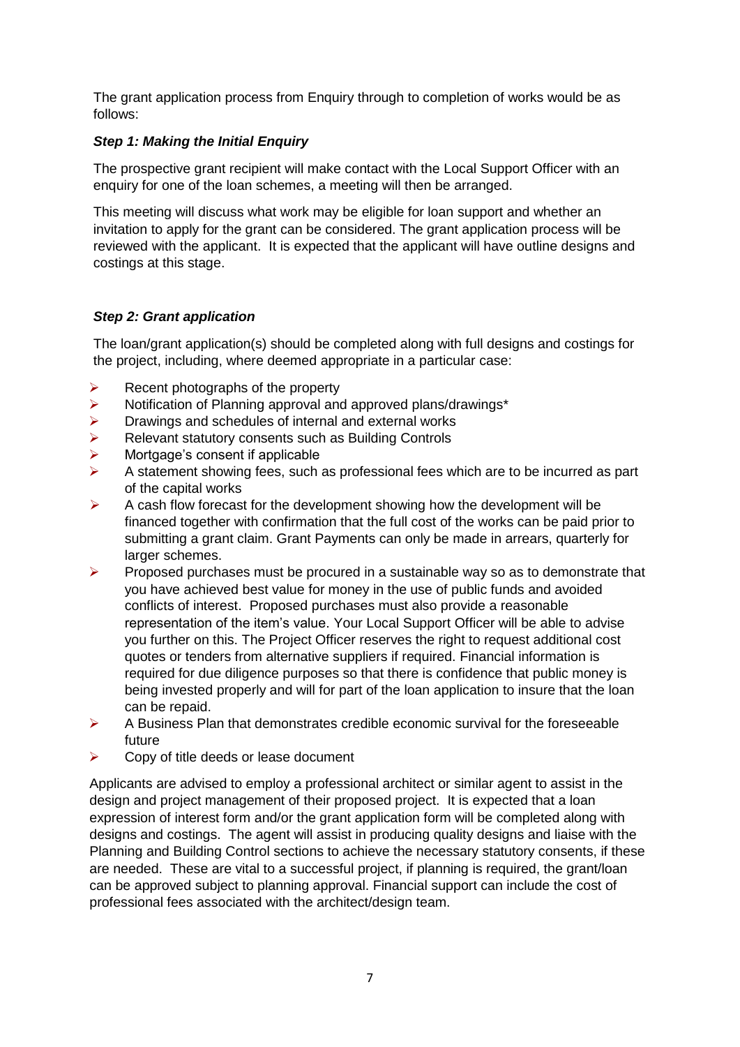The grant application process from Enquiry through to completion of works would be as follows:

***Step 1: Making the Initial Enquiry***

The prospective grant recipient will make contact with the Local Support Officer with an enquiry for one of the loan schemes, a meeting will then be arranged.

This meeting will discuss what work may be eligible for loan support and whether an invitation to apply for the grant can be considered. The grant application process will be reviewed with the applicant. It is expected that the applicant will have outline designs and costings at this stage.

***Step 2: Grant application***

The loan/grant application(s) should be completed along with full designs and costings for the project, including, where deemed appropriate in a particular case:

- Recent photographs of the property
- Notification of Planning approval and approved plans/drawings*
- Drawings and schedules of internal and external works
- Relevant statutory consents such as Building Controls
- Mortgage's consent if applicable
- A statement showing fees, such as professional fees which are to be incurred as part of the capital works
- A cash flow forecast for the development showing how the development will be financed together with confirmation that the full cost of the works can be paid prior to submitting a grant claim. Grant Payments can only be made in arrears, quarterly for larger schemes.
- Proposed purchases must be procured in a sustainable way so as to demonstrate that you have achieved best value for money in the use of public funds and avoided conflicts of interest. Proposed purchases must also provide a reasonable representation of the item's value. Your Local Support Officer will be able to advise you further on this. The Project Officer reserves the right to request additional cost quotes or tenders from alternative suppliers if required. Financial information is required for due diligence purposes so that there is confidence that public money is being invested properly and will for part of the loan application to insure that the loan can be repaid.
- A Business Plan that demonstrates credible economic survival for the foreseeable future
- Copy of title deeds or lease document

Applicants are advised to employ a professional architect or similar agent to assist in the design and project management of their proposed project. It is expected that a loan expression of interest form and/or the grant application form will be completed along with designs and costings. The agent will assist in producing quality designs and liaise with the Planning and Building Control sections to achieve the necessary statutory consents, if these are needed. These are vital to a successful project, if planning is required, the grant/loan can be approved subject to planning approval. Financial support can include the cost of professional fees associated with the architect/design team.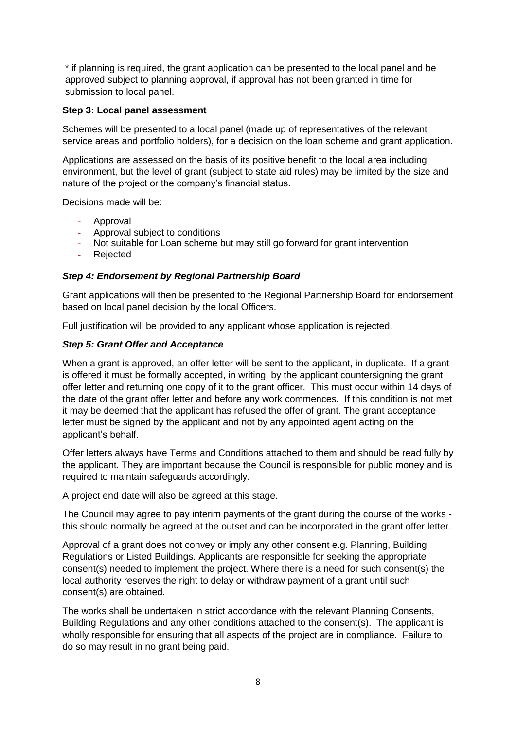* if planning is required, the grant application can be presented to the local panel and be approved subject to planning approval, if approval has not been granted in time for submission to local panel.

**Step 3: Local panel assessment**

Schemes will be presented to a local panel (made up of representatives of the relevant service areas and portfolio holders), for a decision on the loan scheme and grant application.

Applications are assessed on the basis of its positive benefit to the local area including environment, but the level of grant (subject to state aid rules) may be limited by the size and nature of the project or the company's financial status.

Decisions made will be:

- Approval
- Approval subject to conditions
- Not suitable for Loan scheme but may still go forward for grant intervention
- Rejected

***Step 4: Endorsement by Regional Partnership Board***

Grant applications will then be presented to the Regional Partnership Board for endorsement based on local panel decision by the local Officers.

Full justification will be provided to any applicant whose application is rejected.

***Step 5: Grant Offer and Acceptance***

When a grant is approved, an offer letter will be sent to the applicant, in duplicate. If a grant is offered it must be formally accepted, in writing, by the applicant countersigning the grant offer letter and returning one copy of it to the grant officer. This must occur within 14 days of the date of the grant offer letter and before any work commences. If this condition is not met it may be deemed that the applicant has refused the offer of grant. The grant acceptance letter must be signed by the applicant and not by any appointed agent acting on the applicant's behalf.

Offer letters always have Terms and Conditions attached to them and should be read fully by the applicant. They are important because the Council is responsible for public money and is required to maintain safeguards accordingly.

A project end date will also be agreed at this stage.

The Council may agree to pay interim payments of the grant during the course of the works - this should normally be agreed at the outset and can be incorporated in the grant offer letter.

Approval of a grant does not convey or imply any other consent e.g. Planning, Building Regulations or Listed Buildings. Applicants are responsible for seeking the appropriate consent(s) needed to implement the project. Where there is a need for such consent(s) the local authority reserves the right to delay or withdraw payment of a grant until such consent(s) are obtained.

The works shall be undertaken in strict accordance with the relevant Planning Consents, Building Regulations and any other conditions attached to the consent(s). The applicant is wholly responsible for ensuring that all aspects of the project are in compliance. Failure to do so may result in no grant being paid.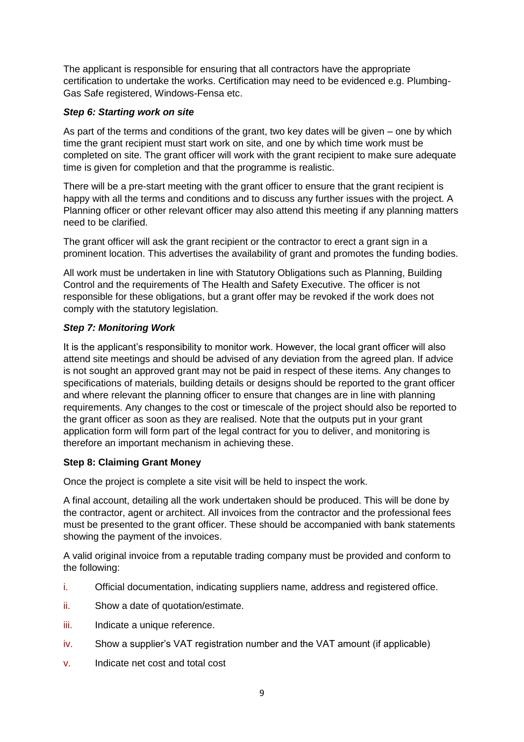The applicant is responsible for ensuring that all contractors have the appropriate certification to undertake the works. Certification may need to be evidenced e.g. Plumbing-Gas Safe registered, Windows-Fensa etc.

### *Step 6: Starting work on site*

As part of the terms and conditions of the grant, two key dates will be given – one by which time the grant recipient must start work on site, and one by which time work must be completed on site. The grant officer will work with the grant recipient to make sure adequate time is given for completion and that the programme is realistic.

There will be a pre-start meeting with the grant officer to ensure that the grant recipient is happy with all the terms and conditions and to discuss any further issues with the project. A Planning officer or other relevant officer may also attend this meeting if any planning matters need to be clarified.

The grant officer will ask the grant recipient or the contractor to erect a grant sign in a prominent location. This advertises the availability of grant and promotes the funding bodies.

All work must be undertaken in line with Statutory Obligations such as Planning, Building Control and the requirements of The Health and Safety Executive. The officer is not responsible for these obligations, but a grant offer may be revoked if the work does not comply with the statutory legislation.

### *Step 7: Monitoring Work*

It is the applicant's responsibility to monitor work. However, the local grant officer will also attend site meetings and should be advised of any deviation from the agreed plan. If advice is not sought an approved grant may not be paid in respect of these items. Any changes to specifications of materials, building details or designs should be reported to the grant officer and where relevant the planning officer to ensure that changes are in line with planning requirements. Any changes to the cost or timescale of the project should also be reported to the grant officer as soon as they are realised. Note that the outputs put in your grant application form will form part of the legal contract for you to deliver, and monitoring is therefore an important mechanism in achieving these.

### Step 8: Claiming Grant Money

Once the project is complete a site visit will be held to inspect the work.

A final account, detailing all the work undertaken should be produced. This will be done by the contractor, agent or architect. All invoices from the contractor and the professional fees must be presented to the grant officer. These should be accompanied with bank statements showing the payment of the invoices.

A valid original invoice from a reputable trading company must be provided and conform to the following:

i. Official documentation, indicating suppliers name, address and registered office.

ii. Show a date of quotation/estimate.

iii. Indicate a unique reference.

iv. Show a supplier's VAT registration number and the VAT amount (if applicable)

v. Indicate net cost and total cost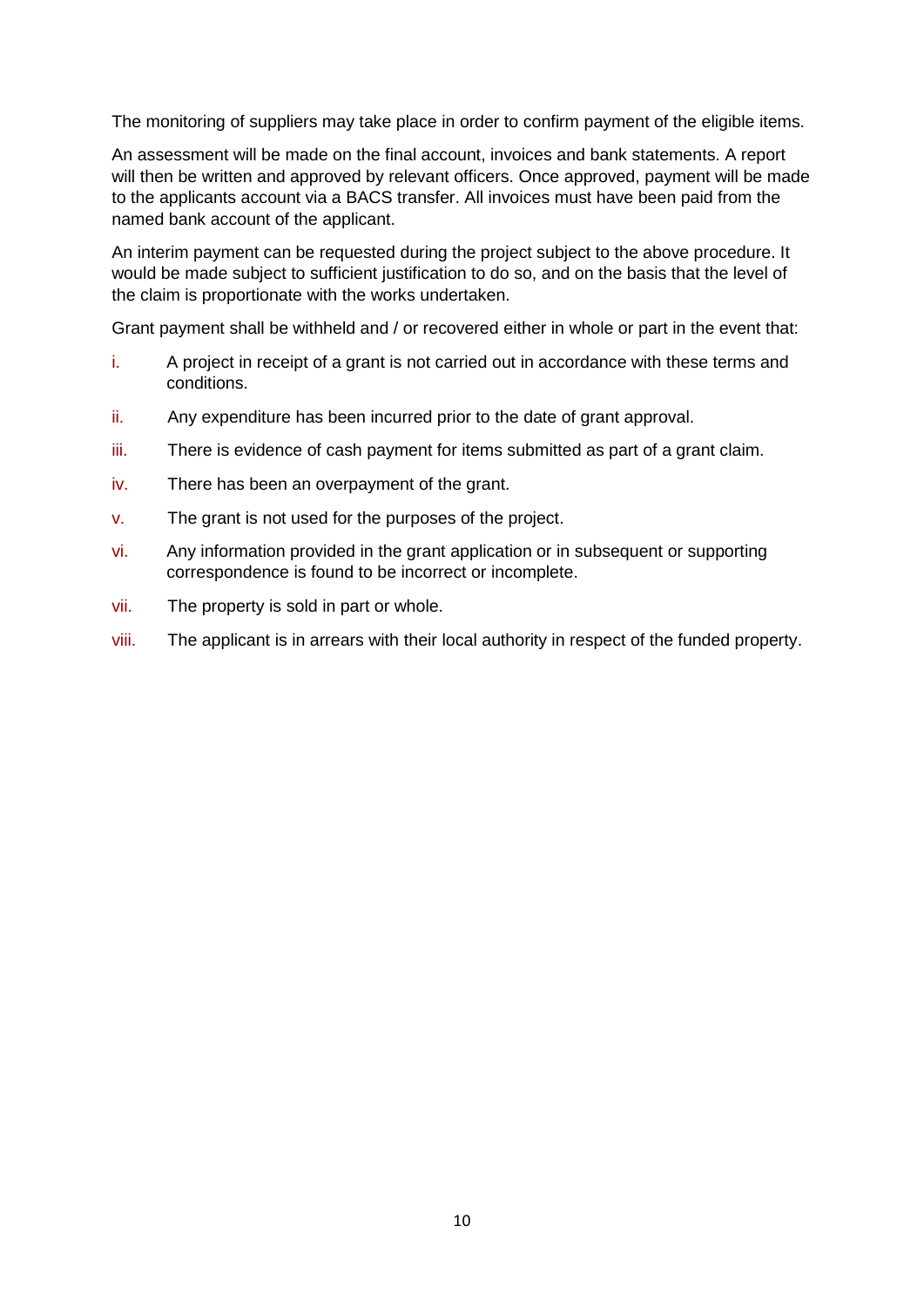The monitoring of suppliers may take place in order to confirm payment of the eligible items.

An assessment will be made on the final account, invoices and bank statements. A report will then be written and approved by relevant officers. Once approved, payment will be made to the applicants account via a BACS transfer. All invoices must have been paid from the named bank account of the applicant.

An interim payment can be requested during the project subject to the above procedure. It would be made subject to sufficient justification to do so, and on the basis that the level of the claim is proportionate with the works undertaken.

Grant payment shall be withheld and / or recovered either in whole or part in the event that:

i. A project in receipt of a grant is not carried out in accordance with these terms and conditions.

ii. Any expenditure has been incurred prior to the date of grant approval.

iii. There is evidence of cash payment for items submitted as part of a grant claim.

iv. There has been an overpayment of the grant.

v. The grant is not used for the purposes of the project.

vi. Any information provided in the grant application or in subsequent or supporting correspondence is found to be incorrect or incomplete.

vii. The property is sold in part or whole.

viii. The applicant is in arrears with their local authority in respect of the funded property.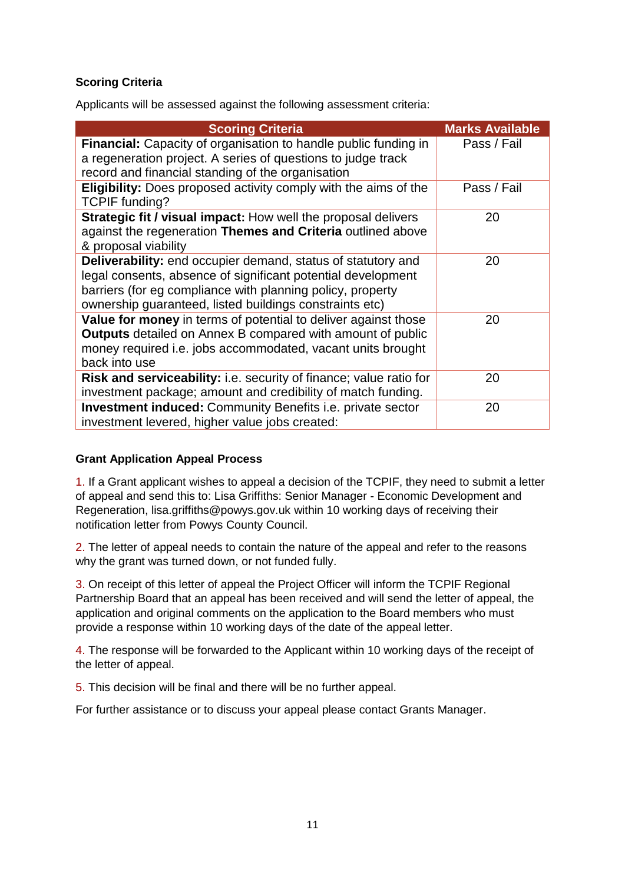**Scoring Criteria**

Applicants will be assessed against the following assessment criteria:

| Scoring Criteria | Marks Available |
|---|---|
| **Financial:** Capacity of organisation to handle public funding in a regeneration project. A series of questions to judge track record and financial standing of the organisation | Pass / Fail |
| **Eligibility:** Does proposed activity comply with the aims of the TCPIF funding? | Pass / Fail |
| **Strategic fit / visual impact:** How well the proposal delivers against the regeneration **Themes and Criteria** outlined above & proposal viability | 20 |
| **Deliverability:** end occupier demand, status of statutory and legal consents, absence of significant potential development barriers (for eg compliance with planning policy, property ownership guaranteed, listed buildings constraints etc) | 20 |
| **Value for money** in terms of potential to deliver against those **Outputs** detailed on Annex B compared with amount of public money required i.e. jobs accommodated, vacant units brought back into use | 20 |
| **Risk and serviceability:** i.e. security of finance; value ratio for investment package; amount and credibility of match funding. | 20 |
| **Investment induced:** Community Benefits i.e. private sector investment levered, higher value jobs created: | 20 |

**Grant Application Appeal Process**

1. If a Grant applicant wishes to appeal a decision of the TCPIF, they need to submit a letter of appeal and send this to: Lisa Griffiths: Senior Manager - Economic Development and Regeneration, lisa.griffiths@powys.gov.uk within 10 working days of receiving their notification letter from Powys County Council.

2. The letter of appeal needs to contain the nature of the appeal and refer to the reasons why the grant was turned down, or not funded fully.

3. On receipt of this letter of appeal the Project Officer will inform the TCPIF Regional Partnership Board that an appeal has been received and will send the letter of appeal, the application and original comments on the application to the Board members who must provide a response within 10 working days of the date of the appeal letter.

4. The response will be forwarded to the Applicant within 10 working days of the receipt of the letter of appeal.

5. This decision will be final and there will be no further appeal.

For further assistance or to discuss your appeal please contact Grants Manager.